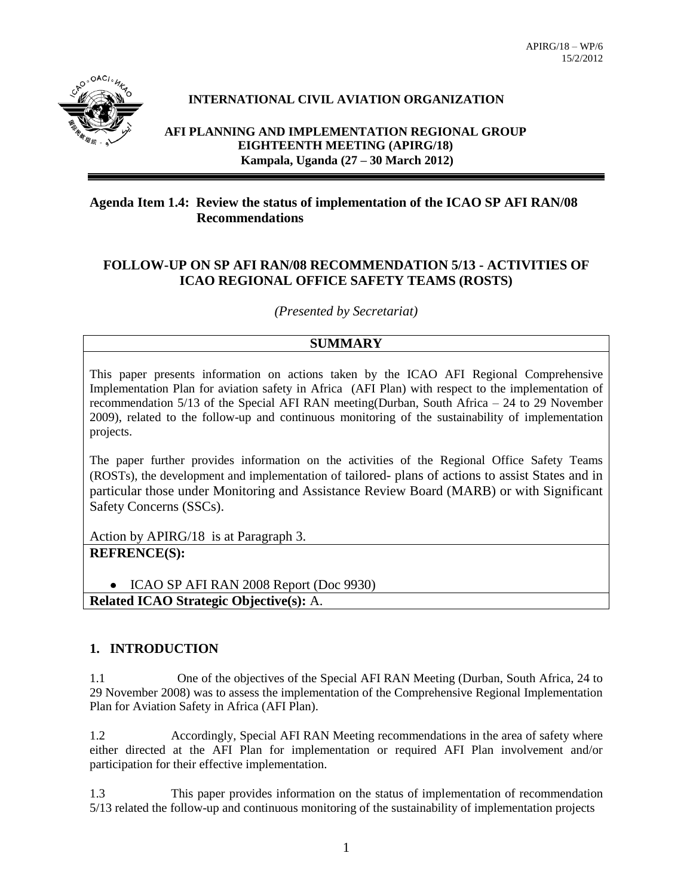APIRG/18 – WP/6
15/2/2012

**INTERNATIONAL CIVIL AVIATION ORGANIZATION**

**AFI PLANNING AND IMPLEMENTATION REGIONAL GROUP**
**EIGHTEENTH MEETING (APIRG/18)**
**Kampala, Uganda (27 – 30 March 2012)**

**Agenda Item 1.4: Review the status of implementation of the ICAO SP AFI RAN/08 Recommendations**

**FOLLOW-UP ON SP AFI RAN/08 RECOMMENDATION 5/13 - ACTIVITIES OF ICAO REGIONAL OFFICE SAFETY TEAMS (ROSTS)**

*(Presented by Secretariat)*

| **SUMMARY** |
|---|
| This paper presents information on actions taken by the ICAO AFI Regional Comprehensive Implementation Plan for aviation safety in Africa (AFI Plan) with respect to the implementation of recommendation 5/13 of the Special AFI RAN meeting(Durban, South Africa – 24 to 29 November 2009), related to the follow-up and continuous monitoring of the sustainability of implementation projects.<br><br>The paper further provides information on the activities of the Regional Office Safety Teams (ROSTs), the development and implementation of tailored- plans of actions to assist States and in particular those under Monitoring and Assistance Review Board (MARB) or with Significant Safety Concerns (SSCs).<br><br>Action by APIRG/18 is at Paragraph 3. |
| **REFRENCE(S):**<br><br>• ICAO SP AFI RAN 2008 Report (Doc 9930) |
| **Related ICAO Strategic Objective(s):** A. |

## 1. INTRODUCTION

1.1 One of the objectives of the Special AFI RAN Meeting (Durban, South Africa, 24 to 29 November 2008) was to assess the implementation of the Comprehensive Regional Implementation Plan for Aviation Safety in Africa (AFI Plan).

1.2 Accordingly, Special AFI RAN Meeting recommendations in the area of safety where either directed at the AFI Plan for implementation or required AFI Plan involvement and/or participation for their effective implementation.

1.3 This paper provides information on the status of implementation of recommendation 5/13 related the follow-up and continuous monitoring of the sustainability of implementation projects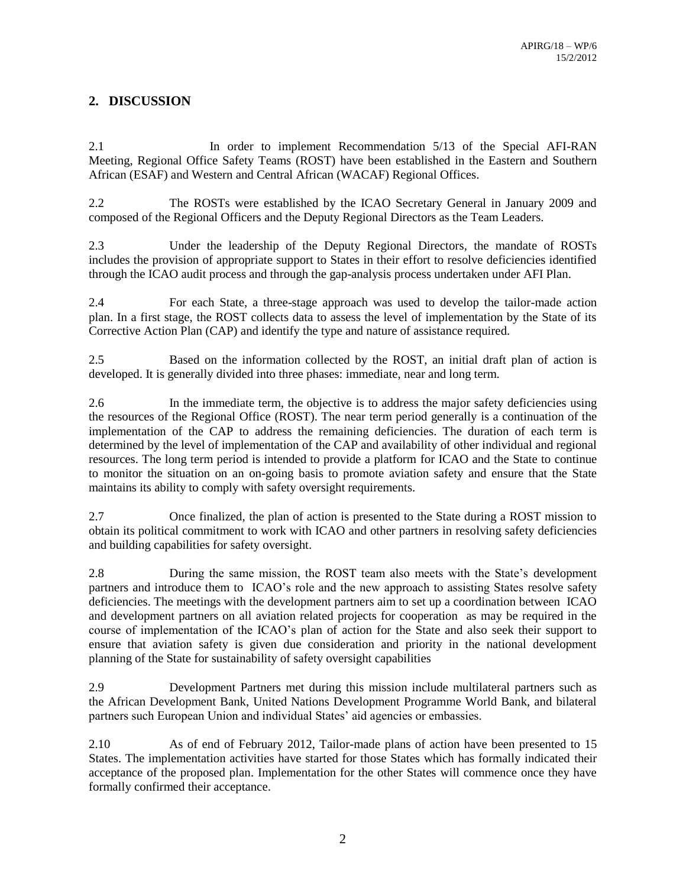## 2. DISCUSSION

2.1 In order to implement Recommendation 5/13 of the Special AFI-RAN Meeting, Regional Office Safety Teams (ROST) have been established in the Eastern and Southern African (ESAF) and Western and Central African (WACAF) Regional Offices.

2.2 The ROSTs were established by the ICAO Secretary General in January 2009 and composed of the Regional Officers and the Deputy Regional Directors as the Team Leaders.

2.3 Under the leadership of the Deputy Regional Directors, the mandate of ROSTs includes the provision of appropriate support to States in their effort to resolve deficiencies identified through the ICAO audit process and through the gap-analysis process undertaken under AFI Plan.

2.4 For each State, a three-stage approach was used to develop the tailor-made action plan. In a first stage, the ROST collects data to assess the level of implementation by the State of its Corrective Action Plan (CAP) and identify the type and nature of assistance required.

2.5 Based on the information collected by the ROST, an initial draft plan of action is developed. It is generally divided into three phases: immediate, near and long term.

2.6 In the immediate term, the objective is to address the major safety deficiencies using the resources of the Regional Office (ROST). The near term period generally is a continuation of the implementation of the CAP to address the remaining deficiencies. The duration of each term is determined by the level of implementation of the CAP and availability of other individual and regional resources. The long term period is intended to provide a platform for ICAO and the State to continue to monitor the situation on an on-going basis to promote aviation safety and ensure that the State maintains its ability to comply with safety oversight requirements.

2.7 Once finalized, the plan of action is presented to the State during a ROST mission to obtain its political commitment to work with ICAO and other partners in resolving safety deficiencies and building capabilities for safety oversight.

2.8 During the same mission, the ROST team also meets with the State's development partners and introduce them to ICAO's role and the new approach to assisting States resolve safety deficiencies. The meetings with the development partners aim to set up a coordination between ICAO and development partners on all aviation related projects for cooperation as may be required in the course of implementation of the ICAO's plan of action for the State and also seek their support to ensure that aviation safety is given due consideration and priority in the national development planning of the State for sustainability of safety oversight capabilities

2.9 Development Partners met during this mission include multilateral partners such as the African Development Bank, United Nations Development Programme World Bank, and bilateral partners such European Union and individual States' aid agencies or embassies.

2.10 As of end of February 2012, Tailor-made plans of action have been presented to 15 States. The implementation activities have started for those States which has formally indicated their acceptance of the proposed plan. Implementation for the other States will commence once they have formally confirmed their acceptance.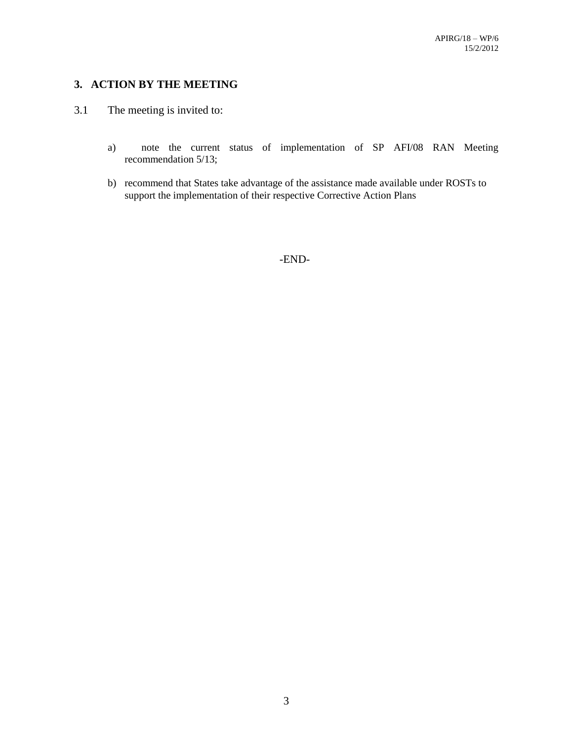## 3. ACTION BY THE MEETING

3.1 The meeting is invited to:

a) note the current status of implementation of SP AFI/08 RAN Meeting recommendation 5/13;

b) recommend that States take advantage of the assistance made available under ROSTs to support the implementation of their respective Corrective Action Plans

-END-